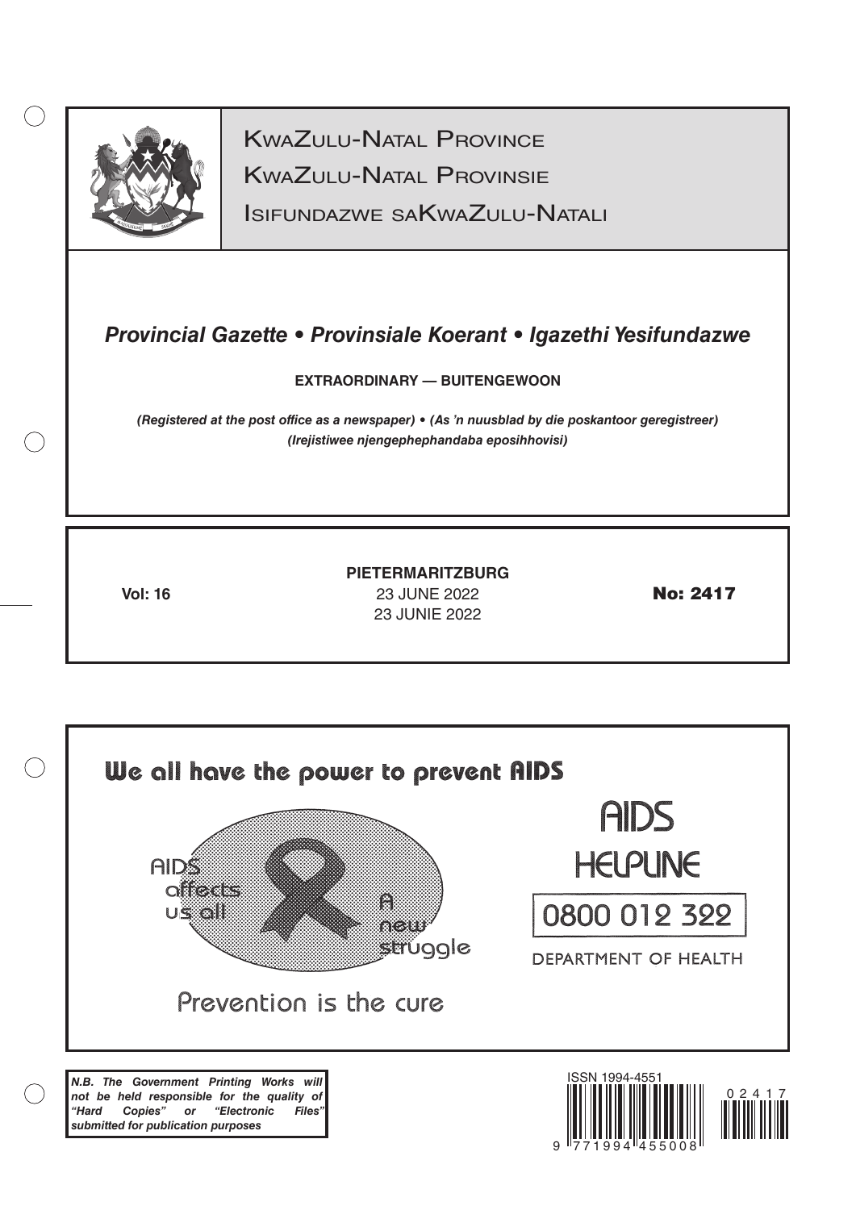# KwaZulu-Natal Province
# KwaZulu-Natal Provinsie
# Isifundazwe saKwaZulu-Natali

***Provincial Gazette • Provinsiale Koerant • Igazethi Yesifundazwe***

**EXTRAORDINARY — BUITENGEWOON**

***(Registered at the post office as a newspaper) • (As 'n nuusblad by die poskantoor geregistreer)***
***(Irejistiwee njengephephandaba eposihhovisi)***

**PIETERMARITZBURG**

**Vol: 16** 23 JUNE 2022 **No: 2417**
23 JUNIE 2022

We all have the power to prevent AIDS

AIDS affects us all

A new struggle

Prevention is the cure

AIDS HELPLINE

0800 012 322

DEPARTMENT OF HEALTH

***N.B. The Government Printing Works will not be held responsible for the quality of "Hard Copies" or "Electronic Files" submitted for publication purposes***

ISSN 1994-4551

9 771994 455008

0 2 4 1 7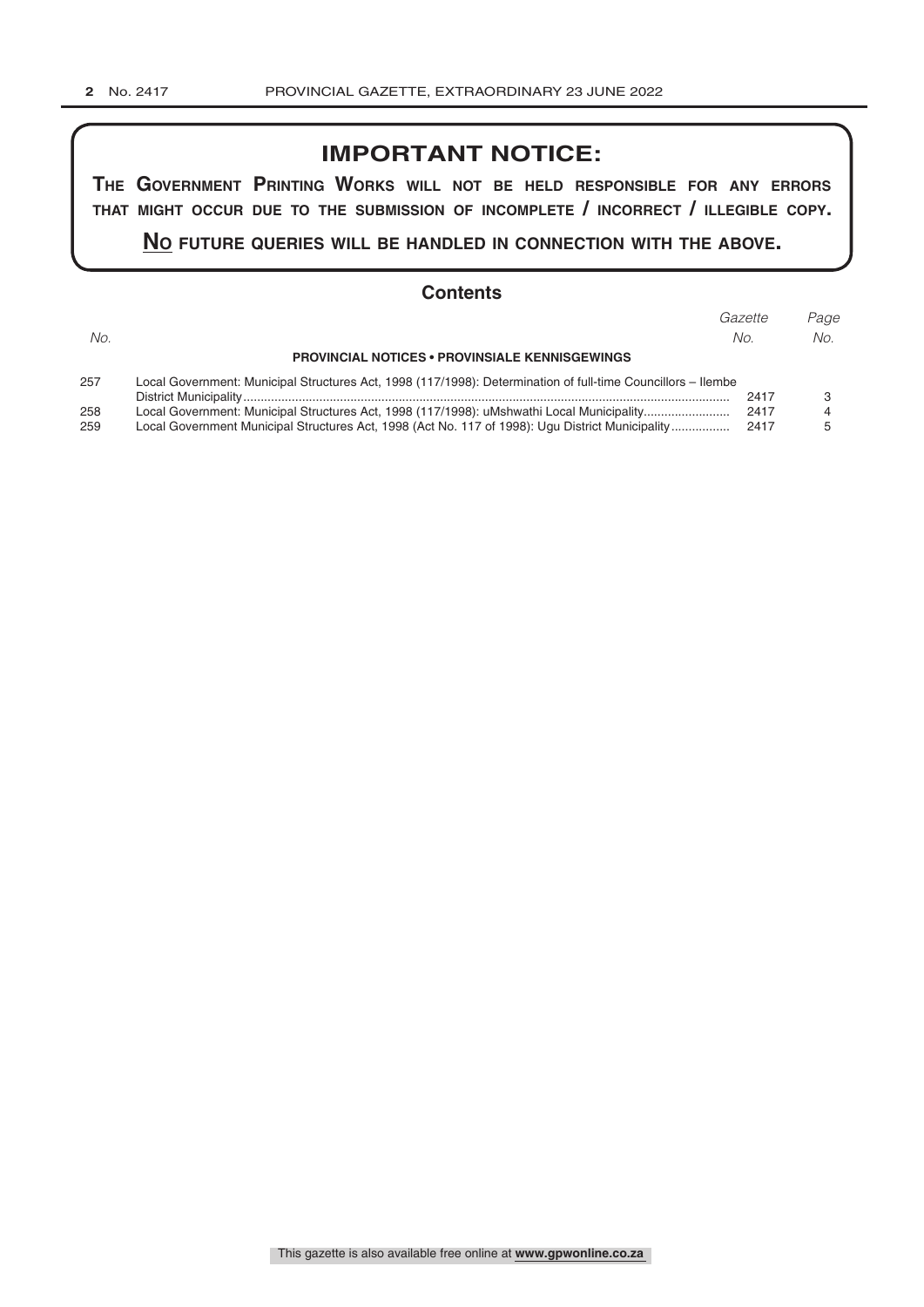## IMPORTANT NOTICE:

**THE GOVERNMENT PRINTING WORKS WILL NOT BE HELD RESPONSIBLE FOR ANY ERRORS THAT MIGHT OCCUR DUE TO THE SUBMISSION OF INCOMPLETE / INCORRECT / ILLEGIBLE COPY.**

**<u>NO</u> FUTURE QUERIES WILL BE HANDLED IN CONNECTION WITH THE ABOVE.**

## Contents

| *No.* | | *Gazette No.* | *Page No.* |
|---|---|---|---|
| | **PROVINCIAL NOTICES • PROVINSIALE KENNISGEWINGS** | | |
| 257 | Local Government: Municipal Structures Act, 1998 (117/1998): Determination of full-time Councillors – Ilembe District Municipality | 2417 | 3 |
| 258 | Local Government: Municipal Structures Act, 1998 (117/1998): uMshwathi Local Municipality | 2417 | 4 |
| 259 | Local Government Municipal Structures Act, 1998 (Act No. 117 of 1998): Ugu District Municipality | 2417 | 5 |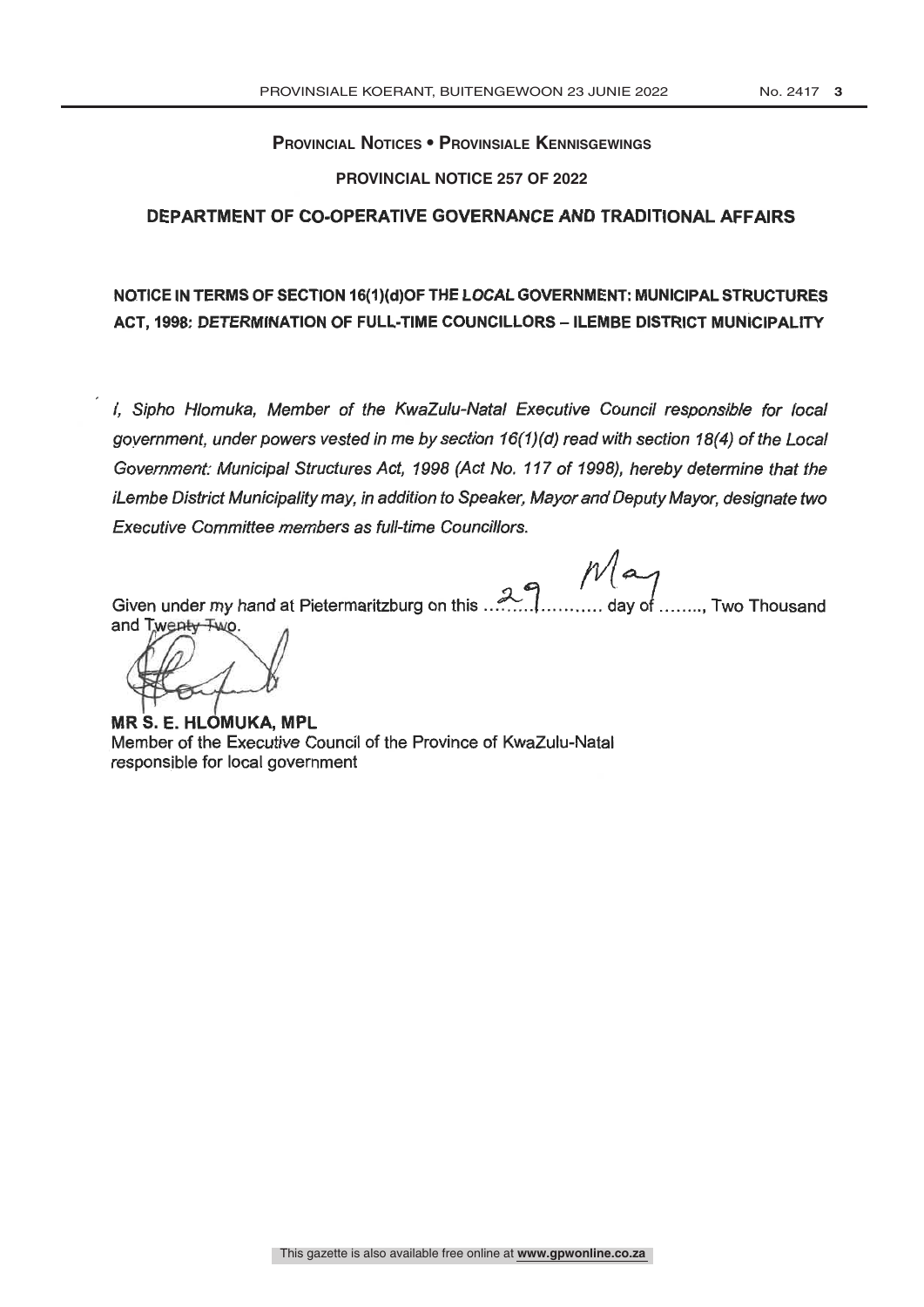**PROVINCIAL NOTICES • PROVINSIALE KENNISGEWINGS**

**PROVINCIAL NOTICE 257 OF 2022**

## DEPARTMENT OF CO-OPERATIVE GOVERNANCE AND TRADITIONAL AFFAIRS

**NOTICE IN TERMS OF SECTION 16(1)(d)OF THE LOCAL GOVERNMENT: MUNICIPAL STRUCTURES ACT, 1998: DETERMINATION OF FULL-TIME COUNCILLORS – ILEMBE DISTRICT MUNICIPALITY**

*I, Sipho Hlomuka, Member of the KwaZulu-Natal Executive Council responsible for local government, under powers vested in me by section 16(1)(d) read with section 18(4) of the Local Government: Municipal Structures Act, 1998 (Act No. 117 of 1998), hereby determine that the iLembe District Municipality may, in addition to Speaker, Mayor and Deputy Mayor, designate two Executive Committee members as full-time Councillors.*

Given under my hand at Pietermaritzburg on this 29 day of May, Two Thousand and Twenty Two.

**MR S. E. HLOMUKA, MPL**
Member of the Executive Council of the Province of KwaZulu-Natal
responsible for local government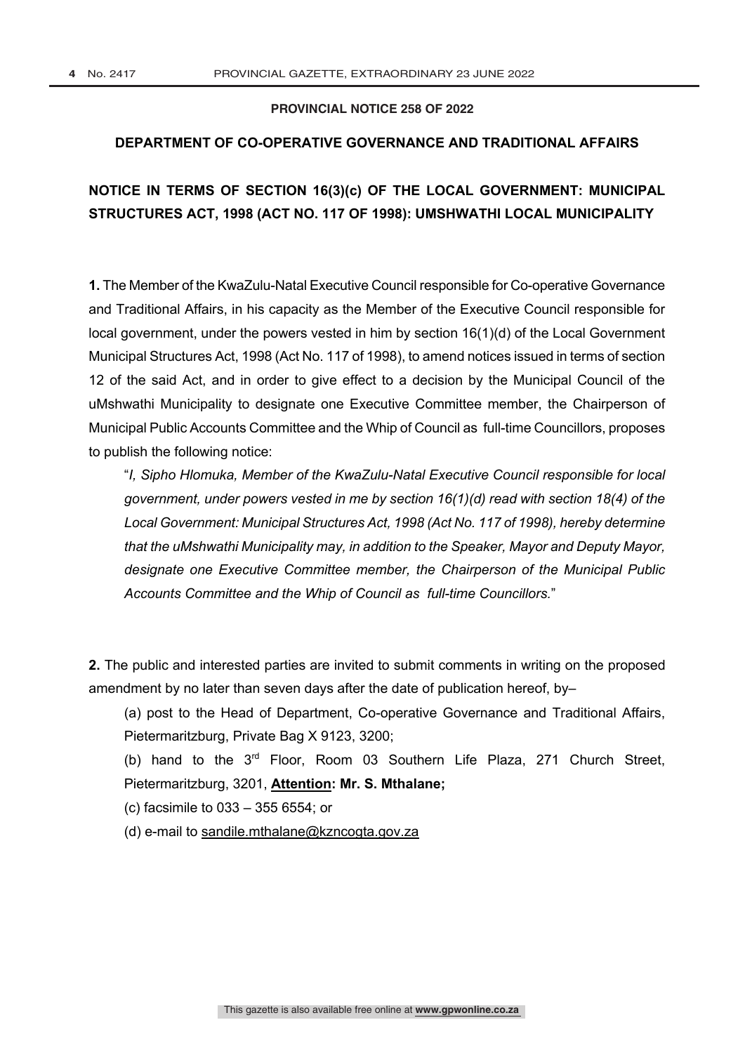**PROVINCIAL NOTICE 258 OF 2022**

**DEPARTMENT OF CO-OPERATIVE GOVERNANCE AND TRADITIONAL AFFAIRS**

## NOTICE IN TERMS OF SECTION 16(3)(c) OF THE LOCAL GOVERNMENT: MUNICIPAL STRUCTURES ACT, 1998 (ACT NO. 117 OF 1998): UMSHWATHI LOCAL MUNICIPALITY

**1.** The Member of the KwaZulu-Natal Executive Council responsible for Co-operative Governance and Traditional Affairs, in his capacity as the Member of the Executive Council responsible for local government, under the powers vested in him by section 16(1)(d) of the Local Government Municipal Structures Act, 1998 (Act No. 117 of 1998), to amend notices issued in terms of section 12 of the said Act, and in order to give effect to a decision by the Municipal Council of the uMshwathi Municipality to designate one Executive Committee member, the Chairperson of Municipal Public Accounts Committee and the Whip of Council as full-time Councillors, proposes to publish the following notice:

"*I, Sipho Hlomuka, Member of the KwaZulu-Natal Executive Council responsible for local government, under powers vested in me by section 16(1)(d) read with section 18(4) of the Local Government: Municipal Structures Act, 1998 (Act No. 117 of 1998), hereby determine that the uMshwathi Municipality may, in addition to the Speaker, Mayor and Deputy Mayor, designate one Executive Committee member, the Chairperson of the Municipal Public Accounts Committee and the Whip of Council as full-time Councillors.*"

**2.** The public and interested parties are invited to submit comments in writing on the proposed amendment by no later than seven days after the date of publication hereof, by–

(a) post to the Head of Department, Co-operative Governance and Traditional Affairs, Pietermaritzburg, Private Bag X 9123, 3200;

(b) hand to the 3rd Floor, Room 03 Southern Life Plaza, 271 Church Street, Pietermaritzburg, 3201, **Attention: Mr. S. Mthalane;**

(c) facsimile to 033 – 355 6554; or

(d) e-mail to sandile.mthalane@kzncogta.gov.za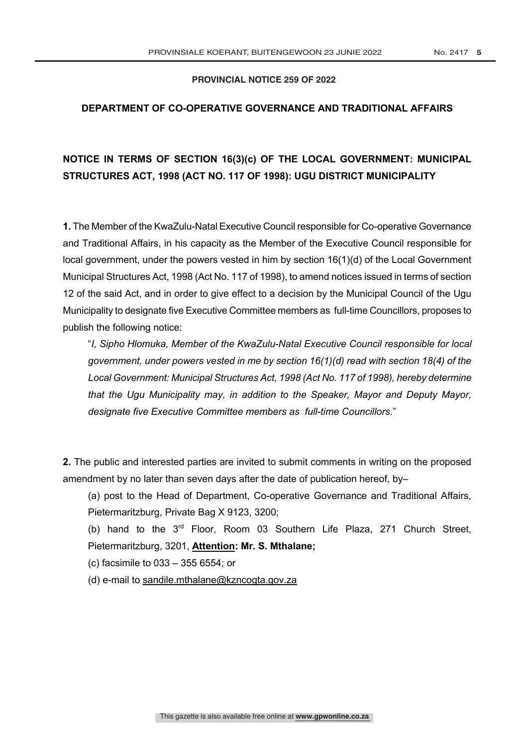**PROVINCIAL NOTICE 259 OF 2022**

**DEPARTMENT OF CO-OPERATIVE GOVERNANCE AND TRADITIONAL AFFAIRS**

**NOTICE IN TERMS OF SECTION 16(3)(c) OF THE LOCAL GOVERNMENT: MUNICIPAL STRUCTURES ACT, 1998 (ACT NO. 117 OF 1998): UGU DISTRICT MUNICIPALITY**

**1.** The Member of the KwaZulu-Natal Executive Council responsible for Co-operative Governance and Traditional Affairs, in his capacity as the Member of the Executive Council responsible for local government, under the powers vested in him by section 16(1)(d) of the Local Government Municipal Structures Act, 1998 (Act No. 117 of 1998), to amend notices issued in terms of section 12 of the said Act, and in order to give effect to a decision by the Municipal Council of the Ugu Municipality to designate five Executive Committee members as full-time Councillors, proposes to publish the following notice:

"*I, Sipho Hlomuka, Member of the KwaZulu-Natal Executive Council responsible for local government, under powers vested in me by section 16(1)(d) read with section 18(4) of the Local Government: Municipal Structures Act, 1998 (Act No. 117 of 1998), hereby determine that the Ugu Municipality may, in addition to the Speaker, Mayor and Deputy Mayor, designate five Executive Committee members as full-time Councillors.*"

**2.** The public and interested parties are invited to submit comments in writing on the proposed amendment by no later than seven days after the date of publication hereof, by–

(a) post to the Head of Department, Co-operative Governance and Traditional Affairs, Pietermaritzburg, Private Bag X 9123, 3200;

(b) hand to the 3rd Floor, Room 03 Southern Life Plaza, 271 Church Street, Pietermaritzburg, 3201, **Attention: Mr. S. Mthalane;**

(c) facsimile to 033 – 355 6554; or

(d) e-mail to sandile.mthalane@kzncogta.gov.za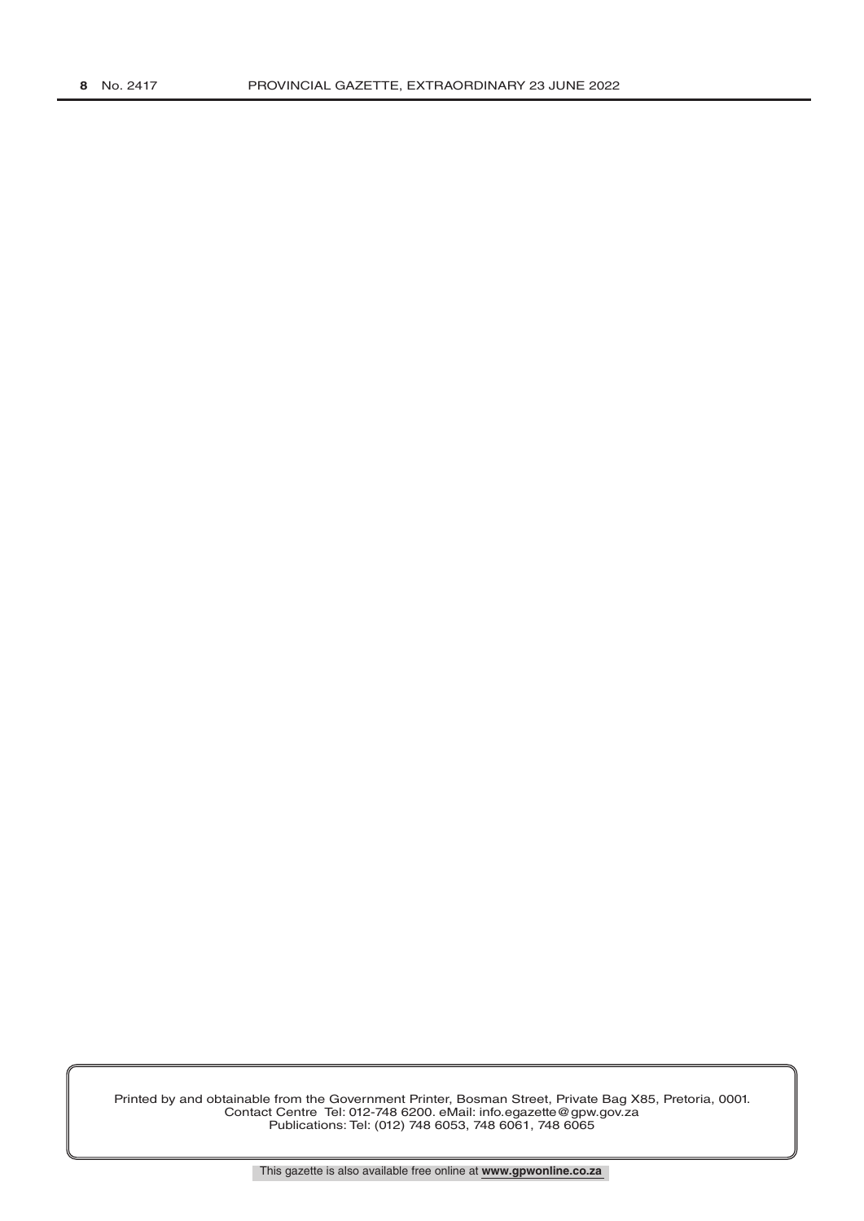Printed by and obtainable from the Government Printer, Bosman Street, Private Bag X85, Pretoria, 0001.
Contact Centre Tel: 012-748 6200. eMail: info.egazette@gpw.gov.za
Publications: Tel: (012) 748 6053, 748 6061, 748 6065